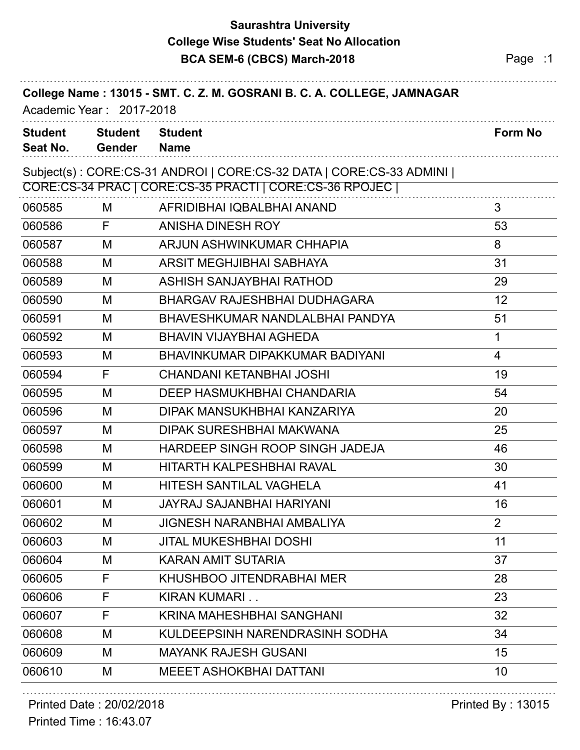# Saurashtra University

## College Wise Students' Seat No Allocation

## BCA SEM-6 (CBCS) March-2018

**College Name : 13015 - SMT. C. Z. M. GOSRANI B. C. A. COLLEGE, JAMNAGAR**

Academic Year : 2017-2018

Subject(s) : CORE:CS-31 ANDROI | CORE:CS-32 DATA | CORE:CS-33 ADMINI | CORE:CS-34 PRAC | CORE:CS-35 PRACTI | CORE:CS-36 RPOJEC |

| Student Seat No. | Student Gender | Student Name | Form No |
|---|---|---|---|
| 060585 | M | AFRIDIBHAI IQBALBHAI ANAND | 3 |
| 060586 | F | ANISHA DINESH ROY | 53 |
| 060587 | M | ARJUN ASHWINKUMAR CHHAPIA | 8 |
| 060588 | M | ARSIT MEGHJIBHAI SABHAYA | 31 |
| 060589 | M | ASHISH SANJAYBHAI RATHOD | 29 |
| 060590 | M | BHARGAV RAJESHBHAI DUDHAGARA | 12 |
| 060591 | M | BHAVESHKUMAR NANDLALBHAI PANDYA | 51 |
| 060592 | M | BHAVIN VIJAYBHAI AGHEDA | 1 |
| 060593 | M | BHAVINKUMAR DIPAKKUMAR BADIYANI | 4 |
| 060594 | F | CHANDANI KETANBHAI JOSHI | 19 |
| 060595 | M | DEEP HASMUKHBHAI CHANDARIA | 54 |
| 060596 | M | DIPAK MANSUKHBHAI KANZARIYA | 20 |
| 060597 | M | DIPAK SURESHBHAI MAKWANA | 25 |
| 060598 | M | HARDEEP SINGH ROOP SINGH JADEJA | 46 |
| 060599 | M | HITARTH KALPESHBHAI RAVAL | 30 |
| 060600 | M | HITESH SANTILAL VAGHELA | 41 |
| 060601 | M | JAYRAJ SAJANBHAI HARIYANI | 16 |
| 060602 | M | JIGNESH NARANBHAI AMBALIYA | 2 |
| 060603 | M | JITAL MUKESHBHAI DOSHI | 11 |
| 060604 | M | KARAN AMIT SUTARIA | 37 |
| 060605 | F | KHUSHBOO JITENDRABHAI MER | 28 |
| 060606 | F | KIRAN KUMARI . . | 23 |
| 060607 | F | KRINA MAHESHBHAI SANGHANI | 32 |
| 060608 | M | KULDEEPSINH NARENDRASINH SODHA | 34 |
| 060609 | M | MAYANK RAJESH GUSANI | 15 |
| 060610 | M | MEEET ASHOKBHAI DATTANI | 10 |

Printed Date : 20/02/2018

Printed Time : 16:43.07

Printed By : 13015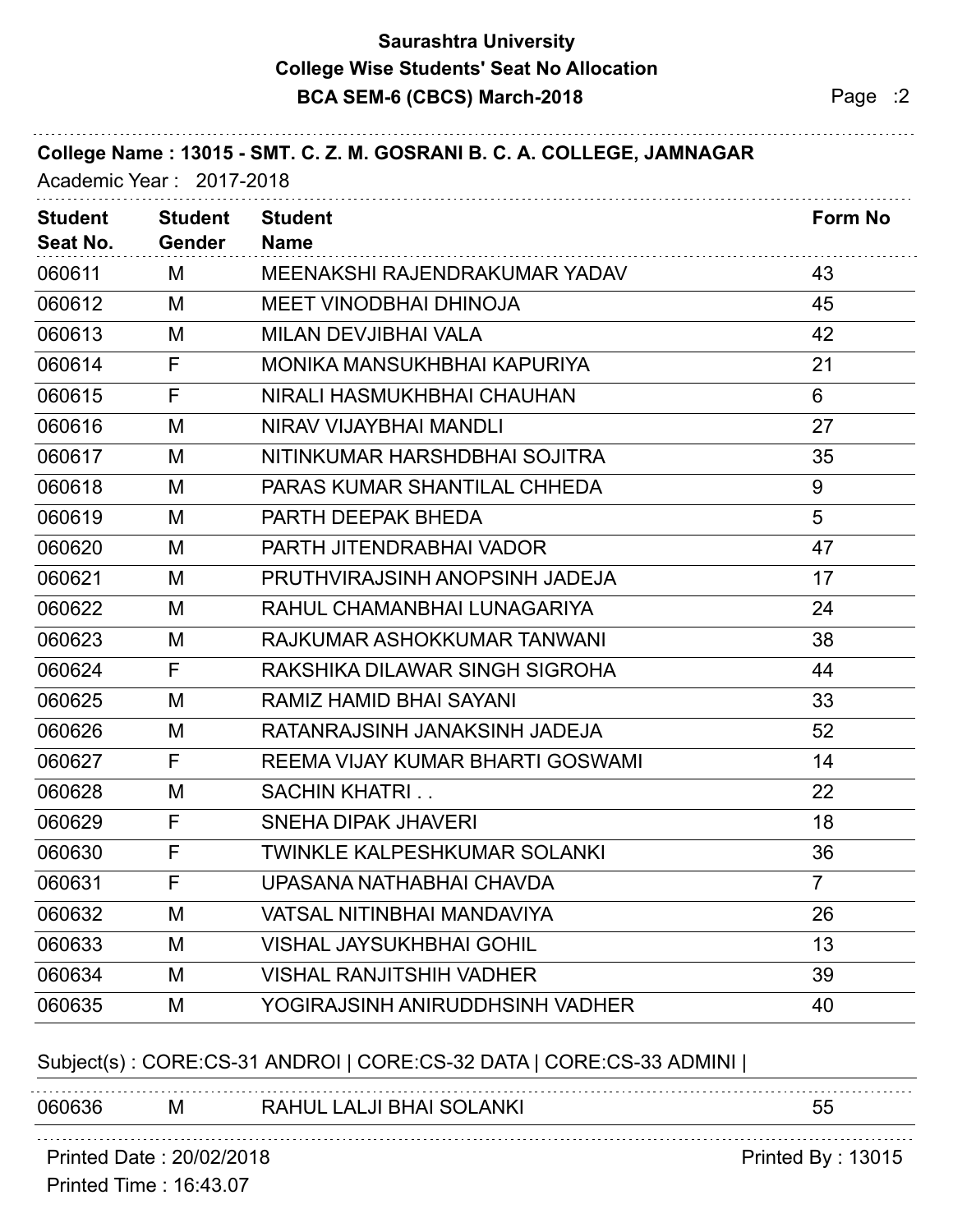**Saurashtra University**
**College Wise Students' Seat No Allocation**
**BCA SEM-6 (CBCS) March-2018**

**College Name : 13015 - SMT. C. Z. M. GOSRANI B. C. A. COLLEGE, JAMNAGAR**

Academic Year : 2017-2018

| Student Seat No. | Student Gender | Student Name | Form No |
|---|---|---|---|
| 060611 | M | MEENAKSHI RAJENDRAKUMAR YADAV | 43 |
| 060612 | M | MEET VINODBHAI DHINOJA | 45 |
| 060613 | M | MILAN DEVJIBHAI VALA | 42 |
| 060614 | F | MONIKA MANSUKHBHAI KAPURIYA | 21 |
| 060615 | F | NIRALI HASMUKHBHAI CHAUHAN | 6 |
| 060616 | M | NIRAV VIJAYBHAI MANDLI | 27 |
| 060617 | M | NITINKUMAR HARSHDBHAI SOJITRA | 35 |
| 060618 | M | PARAS KUMAR SHANTILAL CHHEDA | 9 |
| 060619 | M | PARTH DEEPAK BHEDA | 5 |
| 060620 | M | PARTH JITENDRABHAI VADOR | 47 |
| 060621 | M | PRUTHVIRAJSINH ANOPSINH JADEJA | 17 |
| 060622 | M | RAHUL CHAMANBHAI LUNAGARIYA | 24 |
| 060623 | M | RAJKUMAR ASHOKKUMAR TANWANI | 38 |
| 060624 | F | RAKSHIKA DILAWAR SINGH SIGROHA | 44 |
| 060625 | M | RAMIZ HAMID BHAI SAYANI | 33 |
| 060626 | M | RATANRAJSINH JANAKSINH JADEJA | 52 |
| 060627 | F | REEMA VIJAY KUMAR BHARTI GOSWAMI | 14 |
| 060628 | M | SACHIN KHATRI . . | 22 |
| 060629 | F | SNEHA DIPAK JHAVERI | 18 |
| 060630 | F | TWINKLE KALPESHKUMAR SOLANKI | 36 |
| 060631 | F | UPASANA NATHABHAI CHAVDA | 7 |
| 060632 | M | VATSAL NITINBHAI MANDAVIYA | 26 |
| 060633 | M | VISHAL JAYSUKHBHAI GOHIL | 13 |
| 060634 | M | VISHAL RANJITSHIH VADHER | 39 |
| 060635 | M | YOGIRAJSINH ANIRUDDHSINH VADHER | 40 |

Subject(s) : CORE:CS-31 ANDROI | CORE:CS-32 DATA | CORE:CS-33 ADMINI |

| Student Seat No. | Student Gender | Student Name | Form No |
|---|---|---|---|
| 060636 | M | RAHUL LALJI BHAI SOLANKI | 55 |

Printed Date : 20/02/2018
Printed Time : 16:43.07
Printed By : 13015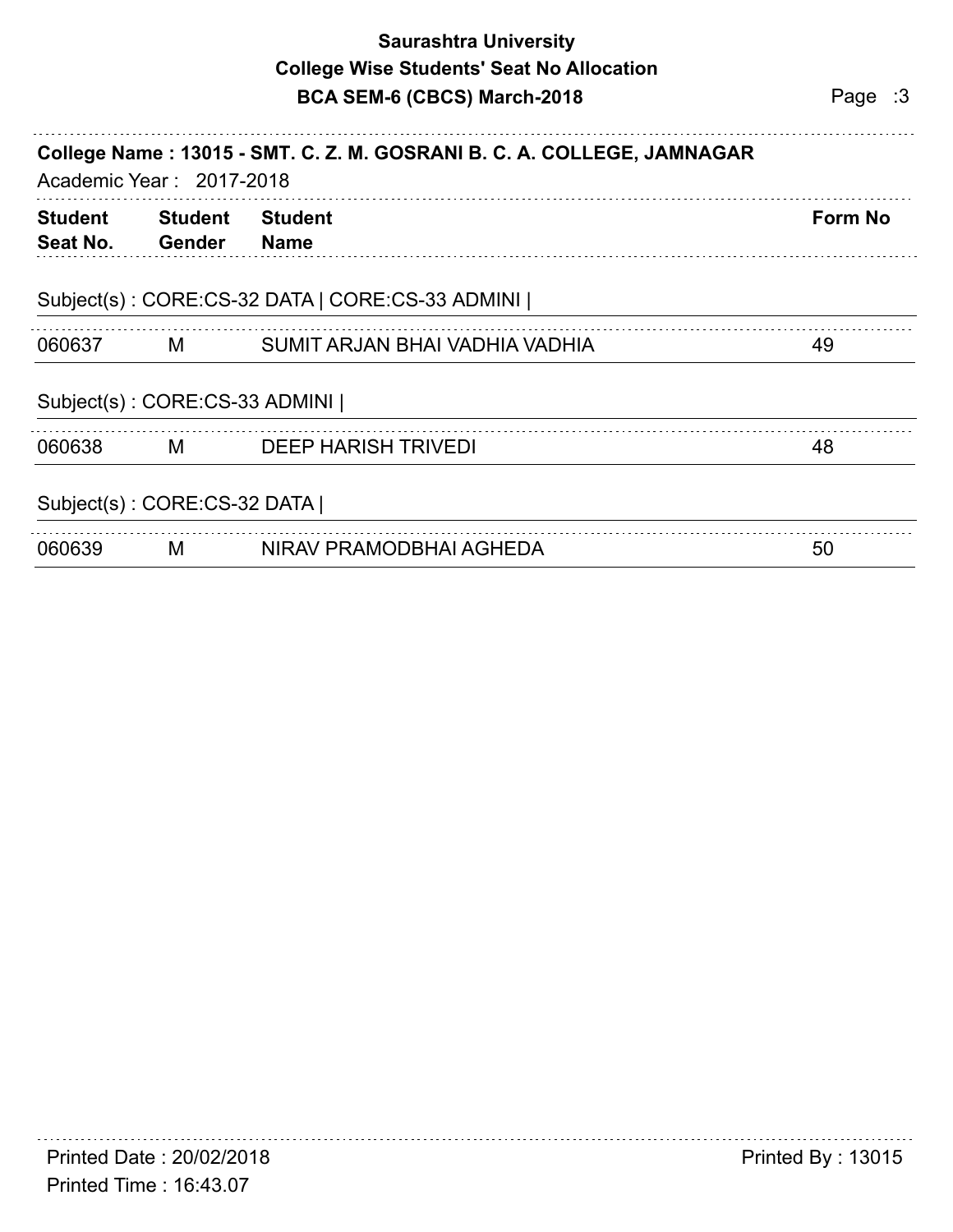**Saurashtra University**
**College Wise Students' Seat No Allocation**
**BCA SEM-6 (CBCS) March-2018**

**College Name : 13015 - SMT. C. Z. M. GOSRANI B. C. A. COLLEGE, JAMNAGAR**
Academic Year : 2017-2018

| Student Seat No. | Student Gender | Student Name | Form No |
|---|---|---|---|
| Subject(s) : CORE:CS-32 DATA \| CORE:CS-33 ADMINI \| | | | |
| 060637 | M | SUMIT ARJAN BHAI VADHIA VADHIA | 49 |
| Subject(s) : CORE:CS-33 ADMINI \| | | | |
| 060638 | M | DEEP HARISH TRIVEDI | 48 |
| Subject(s) : CORE:CS-32 DATA \| | | | |
| 060639 | M | NIRAV PRAMODBHAI AGHEDA | 50 |

Printed Date : 20/02/2018
Printed Time : 16:43.07
Printed By : 13015